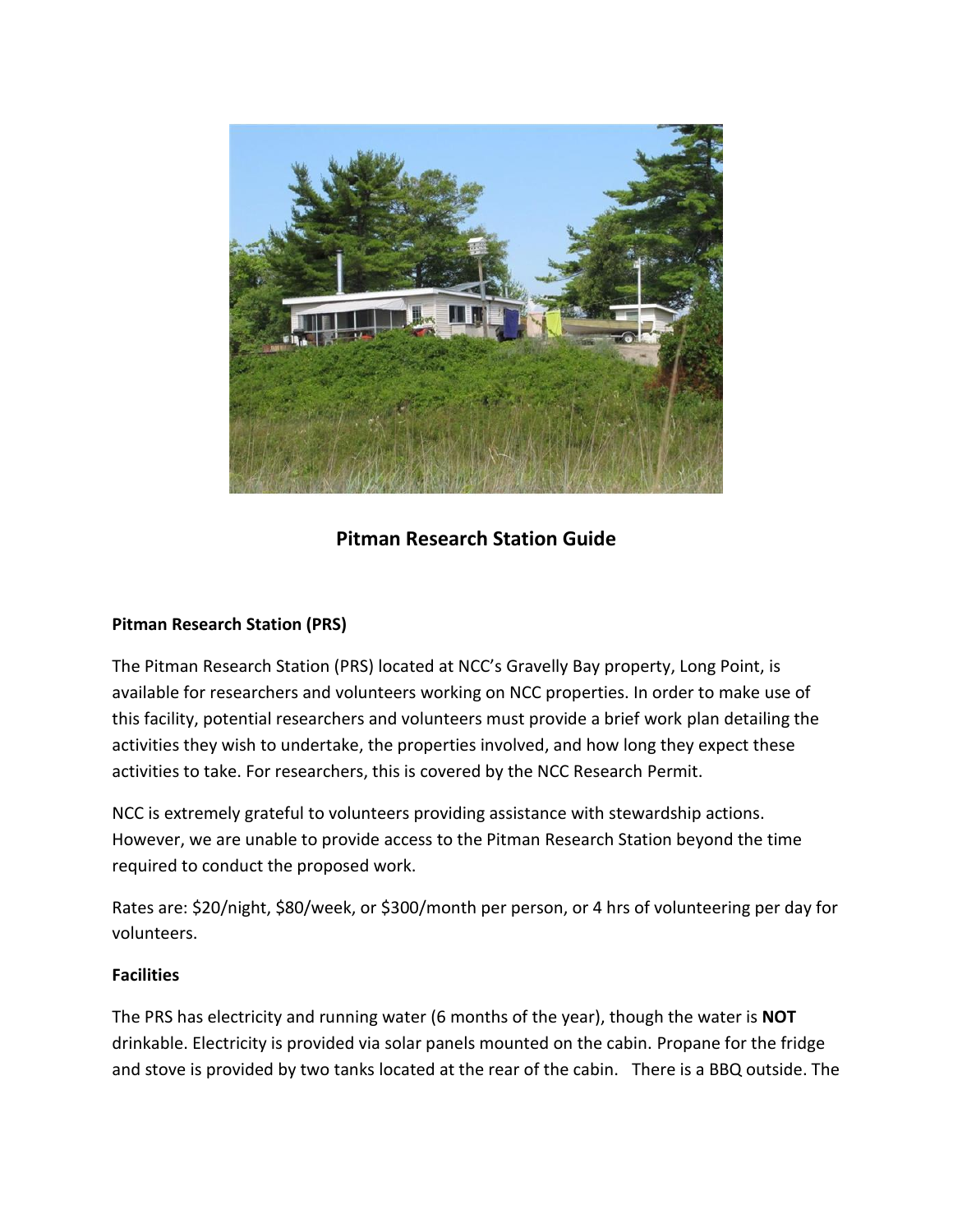# Pitman Research Station Guide

**Pitman Research Station (PRS)**

The Pitman Research Station (PRS) located at NCC's Gravelly Bay property, Long Point, is available for researchers and volunteers working on NCC properties. In order to make use of this facility, potential researchers and volunteers must provide a brief work plan detailing the activities they wish to undertake, the properties involved, and how long they expect these activities to take. For researchers, this is covered by the NCC Research Permit.

NCC is extremely grateful to volunteers providing assistance with stewardship actions. However, we are unable to provide access to the Pitman Research Station beyond the time required to conduct the proposed work.

Rates are: $20/night, $80/week, or $300/month per person, or 4 hrs of volunteering per day for volunteers.

**Facilities**

The PRS has electricity and running water (6 months of the year), though the water is **NOT** drinkable. Electricity is provided via solar panels mounted on the cabin. Propane for the fridge and stove is provided by two tanks located at the rear of the cabin. There is a BBQ outside. The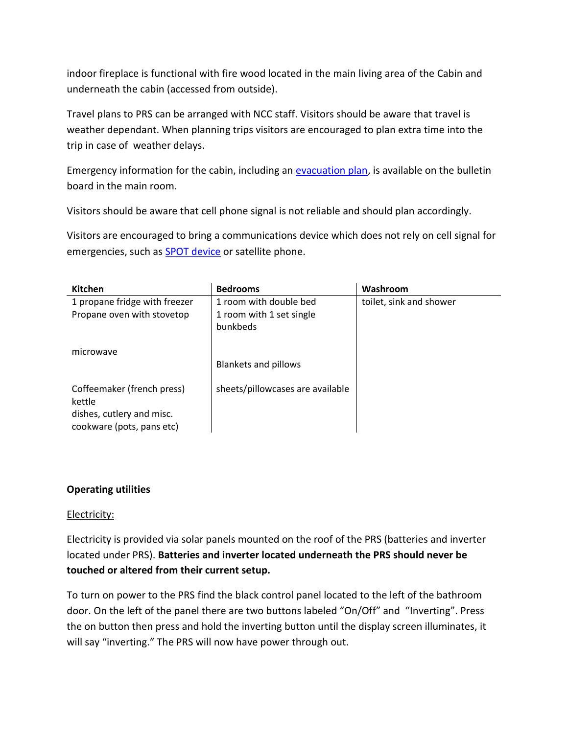indoor fireplace is functional with fire wood located in the main living area of the Cabin and underneath the cabin (accessed from outside).

Travel plans to PRS can be arranged with NCC staff. Visitors should be aware that travel is weather dependant. When planning trips visitors are encouraged to plan extra time into the trip in case of weather delays.

Emergency information for the cabin, including an evacuation plan, is available on the bulletin board in the main room.

Visitors should be aware that cell phone signal is not reliable and should plan accordingly.

Visitors are encouraged to bring a communications device which does not rely on cell signal for emergencies, such as SPOT device or satellite phone.

| Kitchen | Bedrooms | Washroom |
|---|---|---|
| 1 propane fridge with freezer<br>Propane oven with stovetop<br><br>microwave<br><br>Coffeemaker (french press)<br>kettle<br>dishes, cutlery and misc. cookware (pots, pans etc) | 1 room with double bed<br>1 room with 1 set single bunkbeds<br><br>Blankets and pillows<br><br>sheets/pillowcases are available | toilet, sink and shower |

**Operating utilities**

Electricity:

Electricity is provided via solar panels mounted on the roof of the PRS (batteries and inverter located under PRS). **Batteries and inverter located underneath the PRS should never be touched or altered from their current setup.**

To turn on power to the PRS find the black control panel located to the left of the bathroom door. On the left of the panel there are two buttons labeled "On/Off" and "Inverting". Press the on button then press and hold the inverting button until the display screen illuminates, it will say "inverting." The PRS will now have power through out.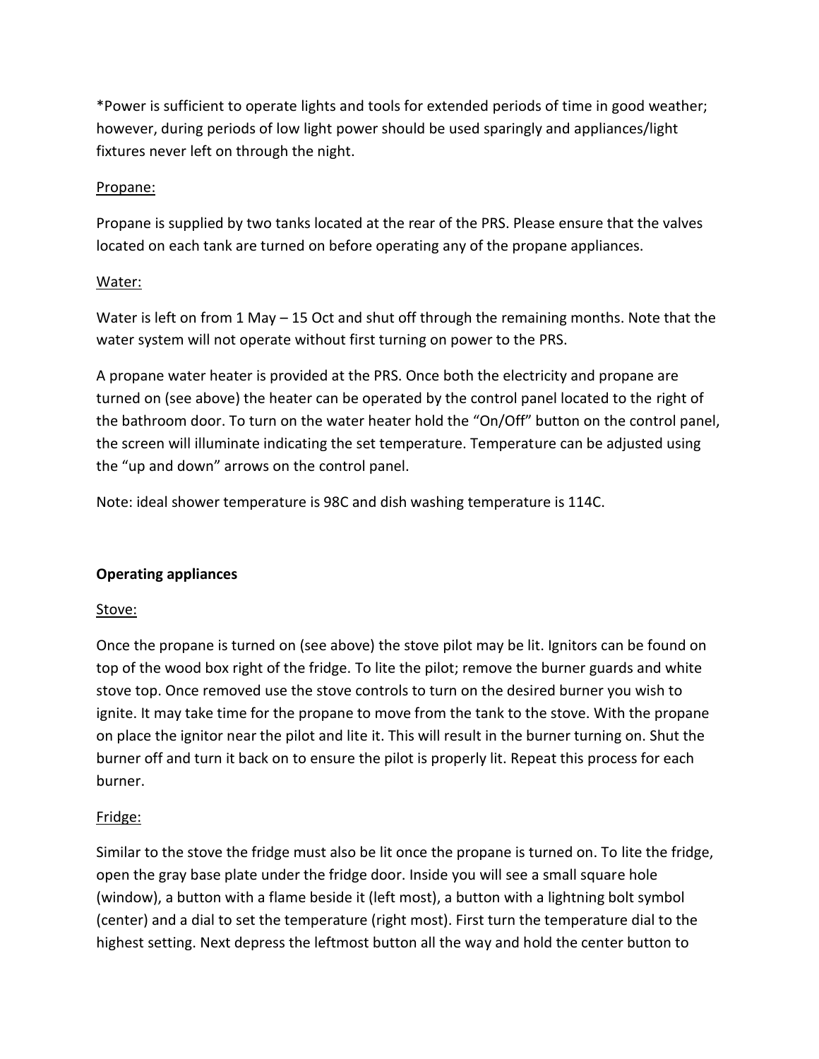*Power is sufficient to operate lights and tools for extended periods of time in good weather; however, during periods of low light power should be used sparingly and appliances/light fixtures never left on through the night.

Propane:

Propane is supplied by two tanks located at the rear of the PRS. Please ensure that the valves located on each tank are turned on before operating any of the propane appliances.

Water:

Water is left on from 1 May – 15 Oct and shut off through the remaining months. Note that the water system will not operate without first turning on power to the PRS.

A propane water heater is provided at the PRS. Once both the electricity and propane are turned on (see above) the heater can be operated by the control panel located to the right of the bathroom door. To turn on the water heater hold the "On/Off" button on the control panel, the screen will illuminate indicating the set temperature. Temperature can be adjusted using the "up and down" arrows on the control panel.

Note: ideal shower temperature is 98C and dish washing temperature is 114C.

**Operating appliances**

Stove:

Once the propane is turned on (see above) the stove pilot may be lit. Ignitors can be found on top of the wood box right of the fridge. To lite the pilot; remove the burner guards and white stove top. Once removed use the stove controls to turn on the desired burner you wish to ignite. It may take time for the propane to move from the tank to the stove. With the propane on place the ignitor near the pilot and lite it. This will result in the burner turning on. Shut the burner off and turn it back on to ensure the pilot is properly lit. Repeat this process for each burner.

Fridge:

Similar to the stove the fridge must also be lit once the propane is turned on. To lite the fridge, open the gray base plate under the fridge door. Inside you will see a small square hole (window), a button with a flame beside it (left most), a button with a lightning bolt symbol (center) and a dial to set the temperature (right most). First turn the temperature dial to the highest setting. Next depress the leftmost button all the way and hold the center button to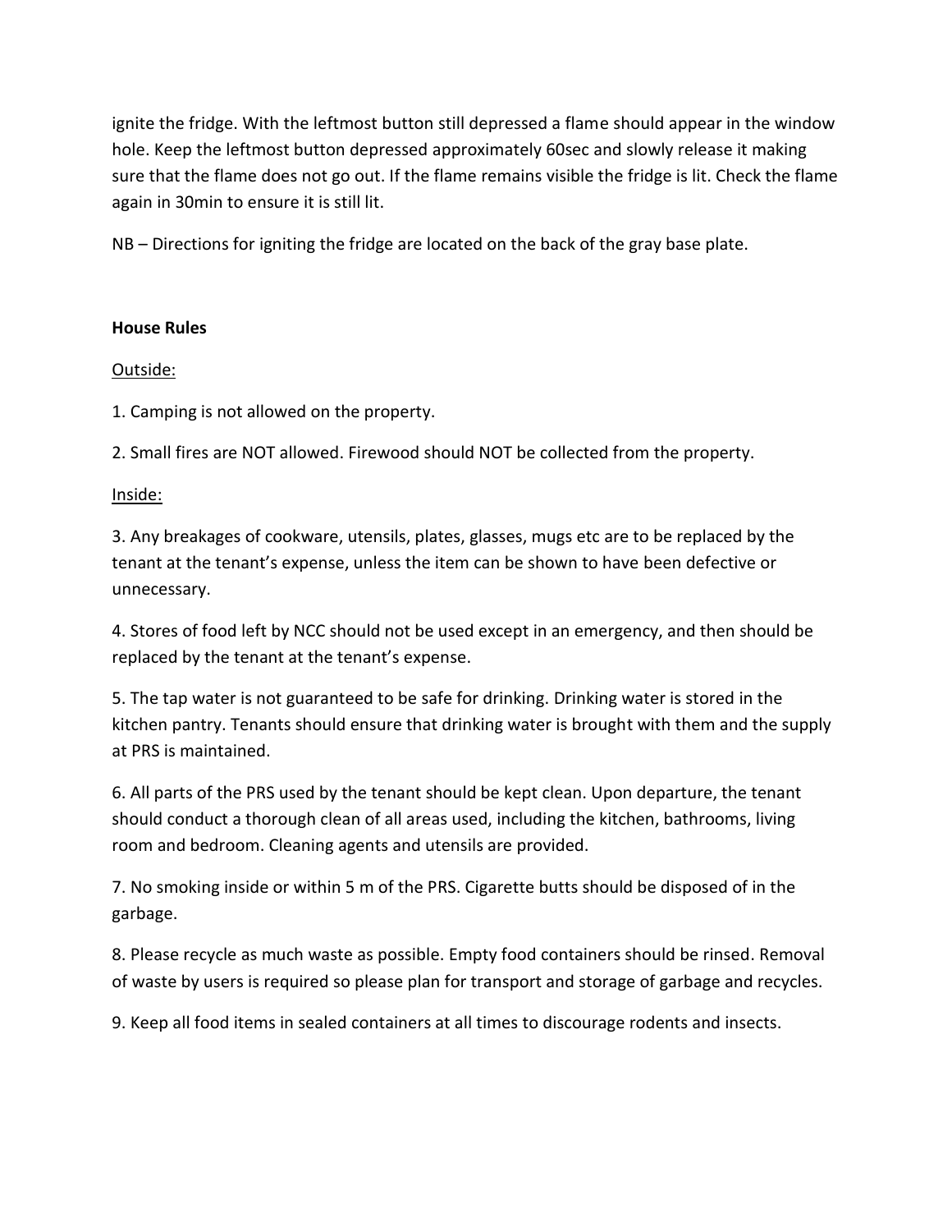ignite the fridge. With the leftmost button still depressed a flame should appear in the window hole. Keep the leftmost button depressed approximately 60sec and slowly release it making sure that the flame does not go out. If the flame remains visible the fridge is lit. Check the flame again in 30min to ensure it is still lit.

NB – Directions for igniting the fridge are located on the back of the gray base plate.

**House Rules**

<u>Outside:</u>

1. Camping is not allowed on the property.

2. Small fires are NOT allowed. Firewood should NOT be collected from the property.

<u>Inside:</u>

3. Any breakages of cookware, utensils, plates, glasses, mugs etc are to be replaced by the tenant at the tenant's expense, unless the item can be shown to have been defective or unnecessary.

4. Stores of food left by NCC should not be used except in an emergency, and then should be replaced by the tenant at the tenant's expense.

5. The tap water is not guaranteed to be safe for drinking. Drinking water is stored in the kitchen pantry. Tenants should ensure that drinking water is brought with them and the supply at PRS is maintained.

6. All parts of the PRS used by the tenant should be kept clean. Upon departure, the tenant should conduct a thorough clean of all areas used, including the kitchen, bathrooms, living room and bedroom. Cleaning agents and utensils are provided.

7. No smoking inside or within 5 m of the PRS. Cigarette butts should be disposed of in the garbage.

8. Please recycle as much waste as possible. Empty food containers should be rinsed. Removal of waste by users is required so please plan for transport and storage of garbage and recycles.

9. Keep all food items in sealed containers at all times to discourage rodents and insects.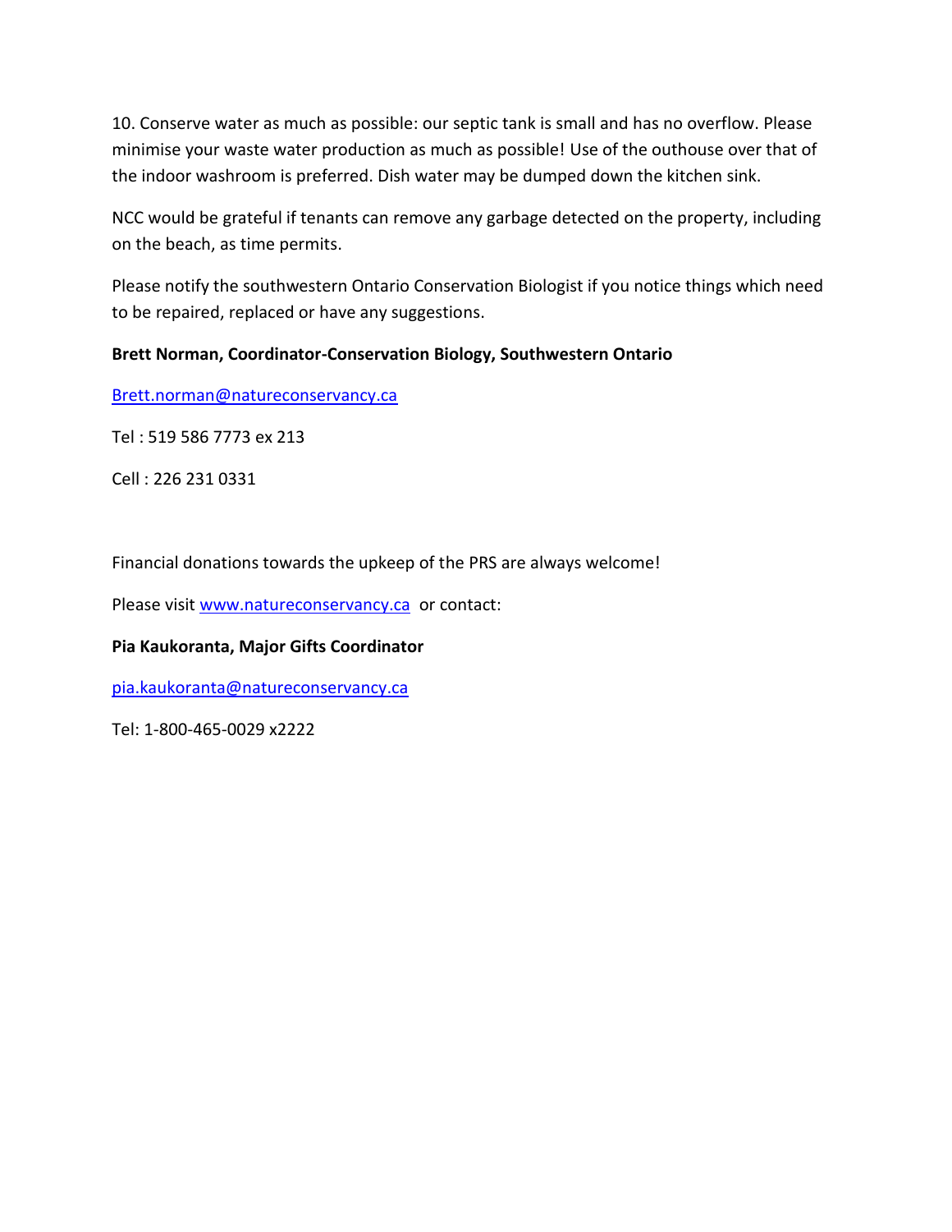10. Conserve water as much as possible: our septic tank is small and has no overflow. Please minimise your waste water production as much as possible! Use of the outhouse over that of the indoor washroom is preferred. Dish water may be dumped down the kitchen sink.

NCC would be grateful if tenants can remove any garbage detected on the property, including on the beach, as time permits.

Please notify the southwestern Ontario Conservation Biologist if you notice things which need to be repaired, replaced or have any suggestions.

**Brett Norman, Coordinator-Conservation Biology, Southwestern Ontario**

Brett.norman@natureconservancy.ca

Tel : 519 586 7773 ex 213

Cell : 226 231 0331

Financial donations towards the upkeep of the PRS are always welcome!

Please visit www.natureconservancy.ca or contact:

**Pia Kaukoranta, Major Gifts Coordinator**

pia.kaukoranta@natureconservancy.ca

Tel: 1-800-465-0029 x2222